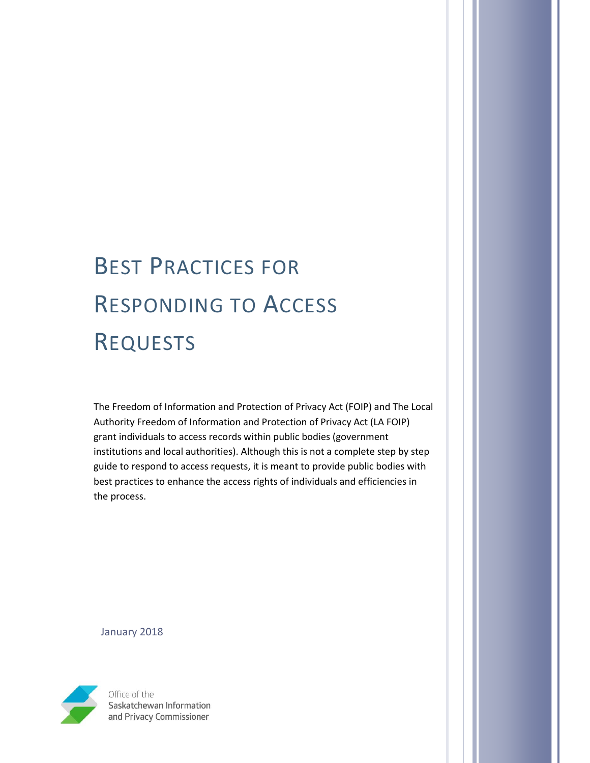# BEST PRACTICES FOR RESPONDING TO ACCESS REQUESTS

The Freedom of Information and Protection of Privacy Act (FOIP) and The Local Authority Freedom of Information and Protection of Privacy Act (LA FOIP) grant individuals to access records within public bodies (government institutions and local authorities). Although this is not a complete step by step guide to respond to access requests, it is meant to provide public bodies with best practices to enhance the access rights of individuals and efficiencies in the process.

January 2018

Office of the Saskatchewan Information and Privacy Commissioner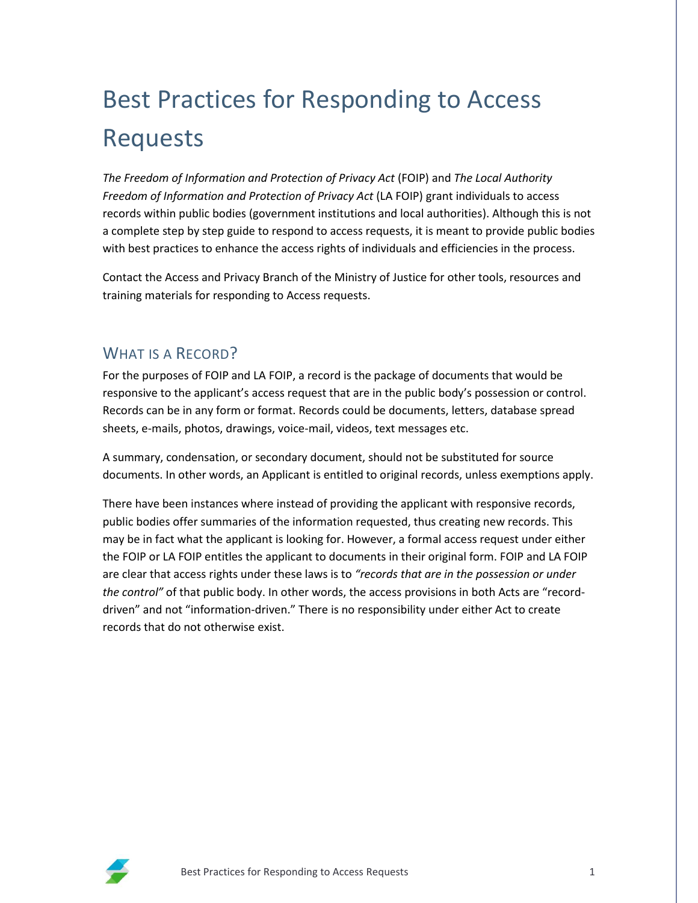# Best Practices for Responding to Access Requests

*The Freedom of Information and Protection of Privacy Act* (FOIP) and *The Local Authority Freedom of Information and Protection of Privacy Act* (LA FOIP) grant individuals to access records within public bodies (government institutions and local authorities). Although this is not a complete step by step guide to respond to access requests, it is meant to provide public bodies with best practices to enhance the access rights of individuals and efficiencies in the process.

Contact the Access and Privacy Branch of the Ministry of Justice for other tools, resources and training materials for responding to Access requests.

## What is a Record?

For the purposes of FOIP and LA FOIP, a record is the package of documents that would be responsive to the applicant's access request that are in the public body's possession or control. Records can be in any form or format. Records could be documents, letters, database spread sheets, e-mails, photos, drawings, voice-mail, videos, text messages etc.

A summary, condensation, or secondary document, should not be substituted for source documents. In other words, an Applicant is entitled to original records, unless exemptions apply.

There have been instances where instead of providing the applicant with responsive records, public bodies offer summaries of the information requested, thus creating new records. This may be in fact what the applicant is looking for. However, a formal access request under either the FOIP or LA FOIP entitles the applicant to documents in their original form. FOIP and LA FOIP are clear that access rights under these laws is to *"records that are in the possession or under the control"* of that public body. In other words, the access provisions in both Acts are "record-driven" and not "information-driven." There is no responsibility under either Act to create records that do not otherwise exist.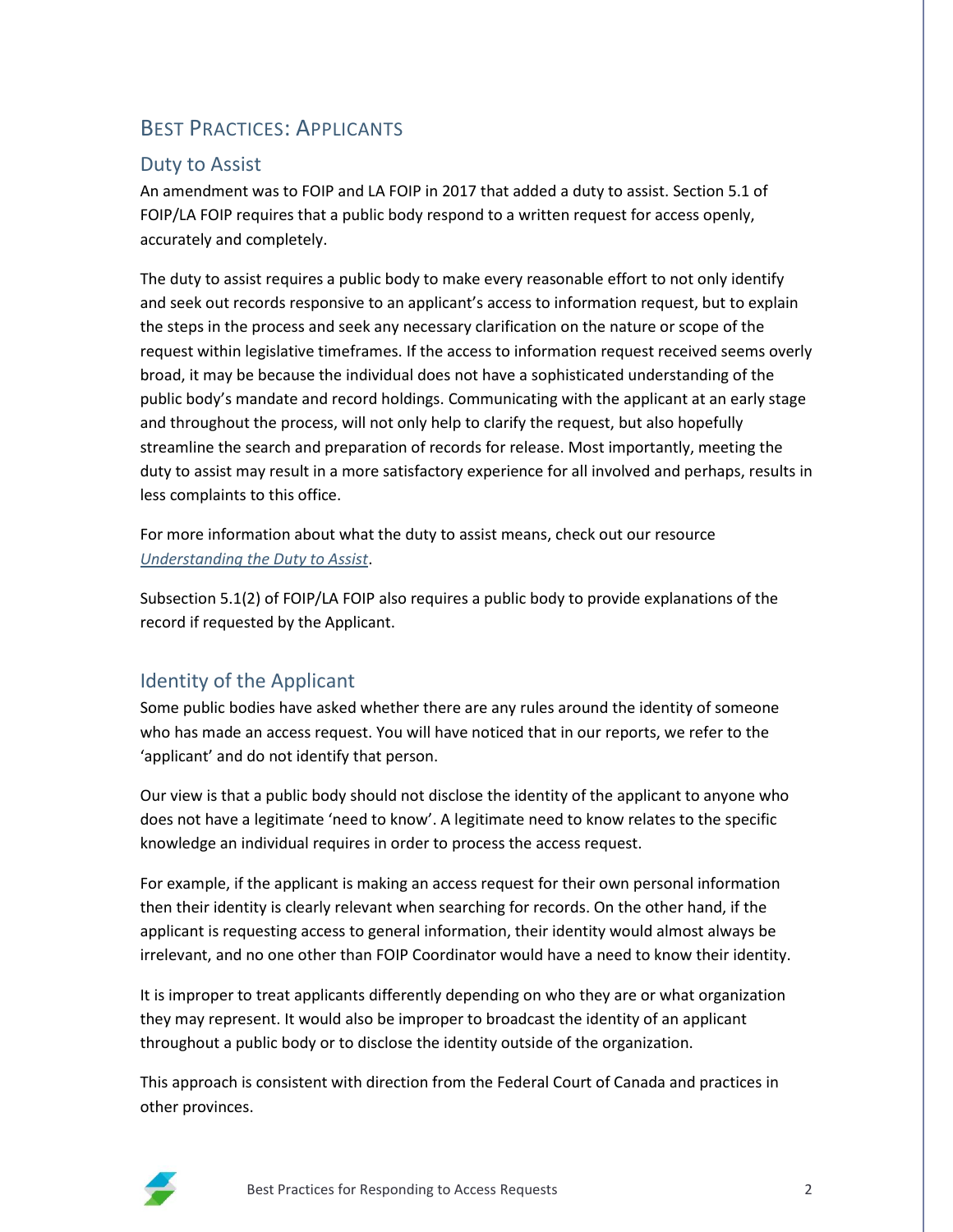## Best Practices: Applicants

### Duty to Assist

An amendment was to FOIP and LA FOIP in 2017 that added a duty to assist. Section 5.1 of FOIP/LA FOIP requires that a public body respond to a written request for access openly, accurately and completely.

The duty to assist requires a public body to make every reasonable effort to not only identify and seek out records responsive to an applicant's access to information request, but to explain the steps in the process and seek any necessary clarification on the nature or scope of the request within legislative timeframes. If the access to information request received seems overly broad, it may be because the individual does not have a sophisticated understanding of the public body's mandate and record holdings. Communicating with the applicant at an early stage and throughout the process, will not only help to clarify the request, but also hopefully streamline the search and preparation of records for release. Most importantly, meeting the duty to assist may result in a more satisfactory experience for all involved and perhaps, results in less complaints to this office.

For more information about what the duty to assist means, check out our resource *Understanding the Duty to Assist*.

Subsection 5.1(2) of FOIP/LA FOIP also requires a public body to provide explanations of the record if requested by the Applicant.

### Identity of the Applicant

Some public bodies have asked whether there are any rules around the identity of someone who has made an access request. You will have noticed that in our reports, we refer to the 'applicant' and do not identify that person.

Our view is that a public body should not disclose the identity of the applicant to anyone who does not have a legitimate 'need to know'. A legitimate need to know relates to the specific knowledge an individual requires in order to process the access request.

For example, if the applicant is making an access request for their own personal information then their identity is clearly relevant when searching for records. On the other hand, if the applicant is requesting access to general information, their identity would almost always be irrelevant, and no one other than FOIP Coordinator would have a need to know their identity.

It is improper to treat applicants differently depending on who they are or what organization they may represent. It would also be improper to broadcast the identity of an applicant throughout a public body or to disclose the identity outside of the organization.

This approach is consistent with direction from the Federal Court of Canada and practices in other provinces.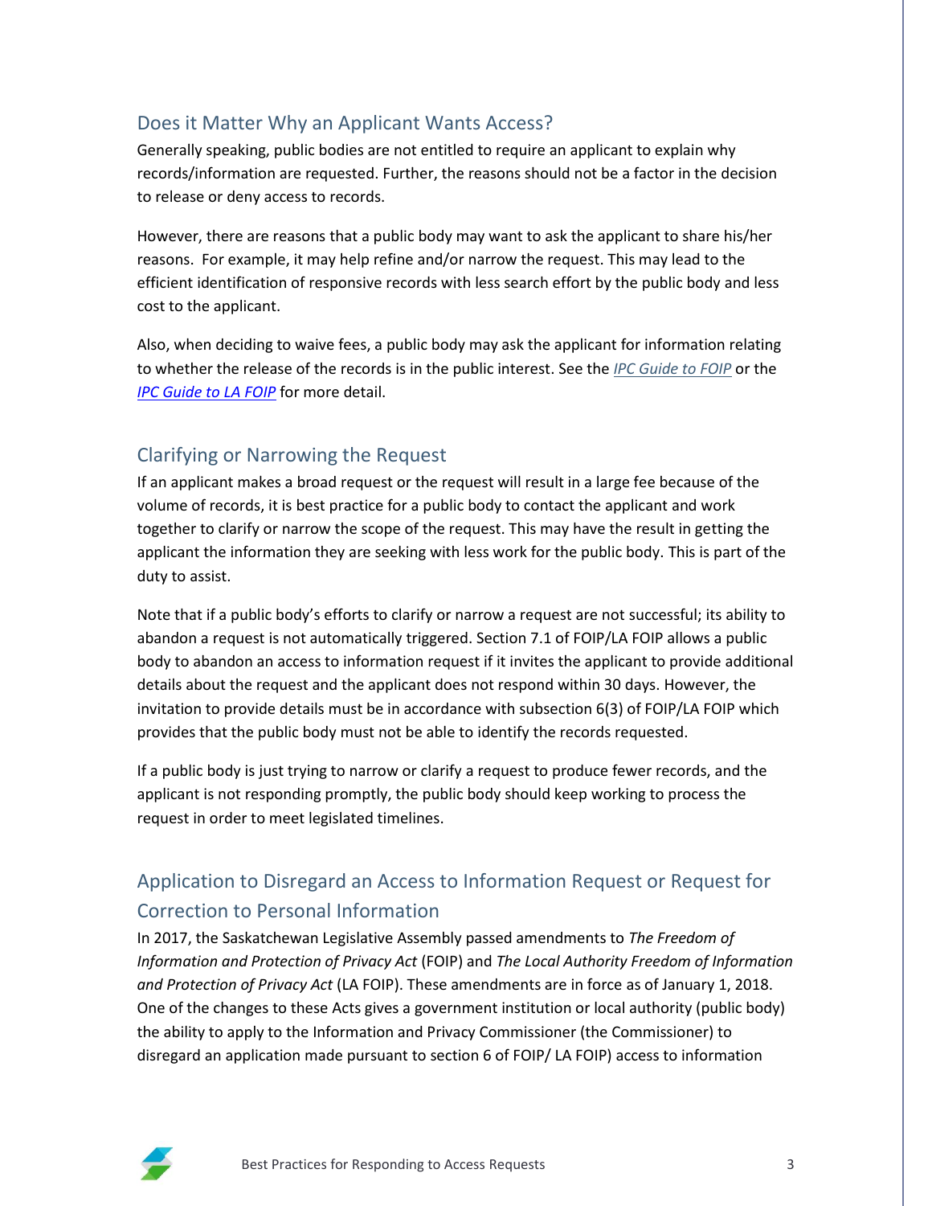## Does it Matter Why an Applicant Wants Access?

Generally speaking, public bodies are not entitled to require an applicant to explain why records/information are requested. Further, the reasons should not be a factor in the decision to release or deny access to records.

However, there are reasons that a public body may want to ask the applicant to share his/her reasons. For example, it may help refine and/or narrow the request. This may lead to the efficient identification of responsive records with less search effort by the public body and less cost to the applicant.

Also, when deciding to waive fees, a public body may ask the applicant for information relating to whether the release of the records is in the public interest. See the *IPC Guide to FOIP* or the *IPC Guide to LA FOIP* for more detail.

## Clarifying or Narrowing the Request

If an applicant makes a broad request or the request will result in a large fee because of the volume of records, it is best practice for a public body to contact the applicant and work together to clarify or narrow the scope of the request. This may have the result in getting the applicant the information they are seeking with less work for the public body. This is part of the duty to assist.

Note that if a public body's efforts to clarify or narrow a request are not successful; its ability to abandon a request is not automatically triggered. Section 7.1 of FOIP/LA FOIP allows a public body to abandon an access to information request if it invites the applicant to provide additional details about the request and the applicant does not respond within 30 days. However, the invitation to provide details must be in accordance with subsection 6(3) of FOIP/LA FOIP which provides that the public body must not be able to identify the records requested.

If a public body is just trying to narrow or clarify a request to produce fewer records, and the applicant is not responding promptly, the public body should keep working to process the request in order to meet legislated timelines.

## Application to Disregard an Access to Information Request or Request for Correction to Personal Information

In 2017, the Saskatchewan Legislative Assembly passed amendments to *The Freedom of Information and Protection of Privacy Act* (FOIP) and *The Local Authority Freedom of Information and Protection of Privacy Act* (LA FOIP). These amendments are in force as of January 1, 2018. One of the changes to these Acts gives a government institution or local authority (public body) the ability to apply to the Information and Privacy Commissioner (the Commissioner) to disregard an application made pursuant to section 6 of FOIP/ LA FOIP) access to information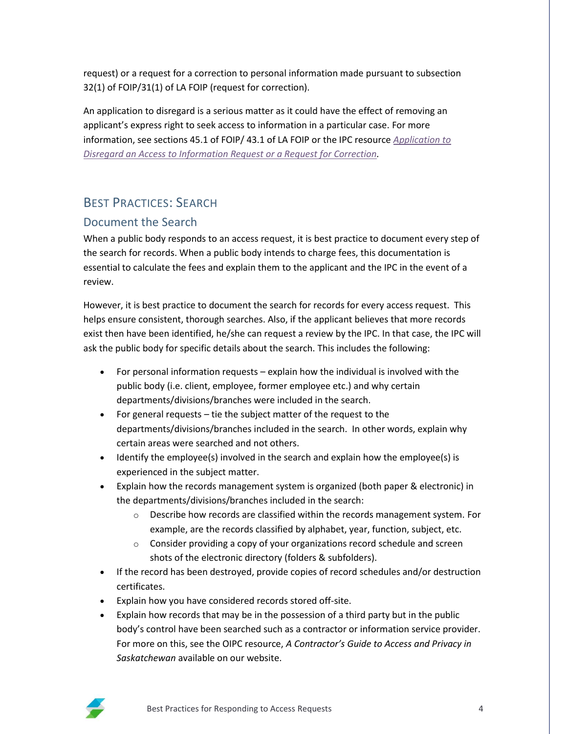request) or a request for a correction to personal information made pursuant to subsection 32(1) of FOIP/31(1) of LA FOIP (request for correction).

An application to disregard is a serious matter as it could have the effect of removing an applicant's express right to seek access to information in a particular case. For more information, see sections 45.1 of FOIP/ 43.1 of LA FOIP or the IPC resource *Application to Disregard an Access to Information Request or a Request for Correction*.

## Best Practices: Search

### Document the Search

When a public body responds to an access request, it is best practice to document every step of the search for records. When a public body intends to charge fees, this documentation is essential to calculate the fees and explain them to the applicant and the IPC in the event of a review.

However, it is best practice to document the search for records for every access request. This helps ensure consistent, thorough searches. Also, if the applicant believes that more records exist then have been identified, he/she can request a review by the IPC. In that case, the IPC will ask the public body for specific details about the search. This includes the following:

- For personal information requests – explain how the individual is involved with the public body (i.e. client, employee, former employee etc.) and why certain departments/divisions/branches were included in the search.
- For general requests – tie the subject matter of the request to the departments/divisions/branches included in the search. In other words, explain why certain areas were searched and not others.
- Identify the employee(s) involved in the search and explain how the employee(s) is experienced in the subject matter.
- Explain how the records management system is organized (both paper & electronic) in the departments/divisions/branches included in the search:
  - Describe how records are classified within the records management system. For example, are the records classified by alphabet, year, function, subject, etc.
  - Consider providing a copy of your organizations record schedule and screen shots of the electronic directory (folders & subfolders).
- If the record has been destroyed, provide copies of record schedules and/or destruction certificates.
- Explain how you have considered records stored off-site.
- Explain how records that may be in the possession of a third party but in the public body's control have been searched such as a contractor or information service provider. For more on this, see the OIPC resource, *A Contractor's Guide to Access and Privacy in Saskatchewan* available on our website.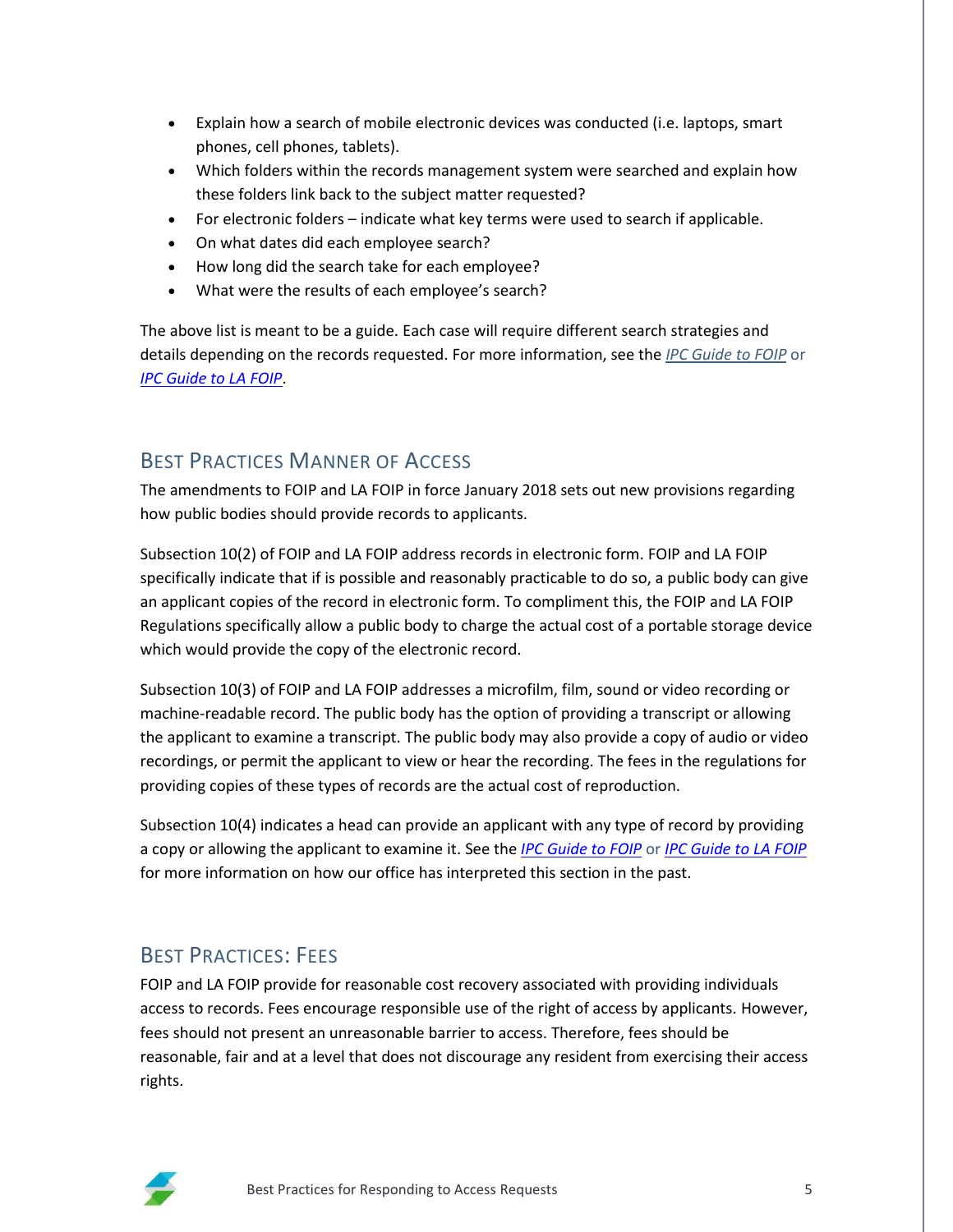- Explain how a search of mobile electronic devices was conducted (i.e. laptops, smart phones, cell phones, tablets).
- Which folders within the records management system were searched and explain how these folders link back to the subject matter requested?
- For electronic folders – indicate what key terms were used to search if applicable.
- On what dates did each employee search?
- How long did the search take for each employee?
- What were the results of each employee's search?

The above list is meant to be a guide. Each case will require different search strategies and details depending on the records requested. For more information, see the *IPC Guide to FOIP* or *IPC Guide to LA FOIP*.

## Best Practices Manner of Access

The amendments to FOIP and LA FOIP in force January 2018 sets out new provisions regarding how public bodies should provide records to applicants.

Subsection 10(2) of FOIP and LA FOIP address records in electronic form. FOIP and LA FOIP specifically indicate that if is possible and reasonably practicable to do so, a public body can give an applicant copies of the record in electronic form. To compliment this, the FOIP and LA FOIP Regulations specifically allow a public body to charge the actual cost of a portable storage device which would provide the copy of the electronic record.

Subsection 10(3) of FOIP and LA FOIP addresses a microfilm, film, sound or video recording or machine-readable record. The public body has the option of providing a transcript or allowing the applicant to examine a transcript. The public body may also provide a copy of audio or video recordings, or permit the applicant to view or hear the recording. The fees in the regulations for providing copies of these types of records are the actual cost of reproduction.

Subsection 10(4) indicates a head can provide an applicant with any type of record by providing a copy or allowing the applicant to examine it. See the *IPC Guide to FOIP* or *IPC Guide to LA FOIP* for more information on how our office has interpreted this section in the past.

## Best Practices: Fees

FOIP and LA FOIP provide for reasonable cost recovery associated with providing individuals access to records. Fees encourage responsible use of the right of access by applicants. However, fees should not present an unreasonable barrier to access. Therefore, fees should be reasonable, fair and at a level that does not discourage any resident from exercising their access rights.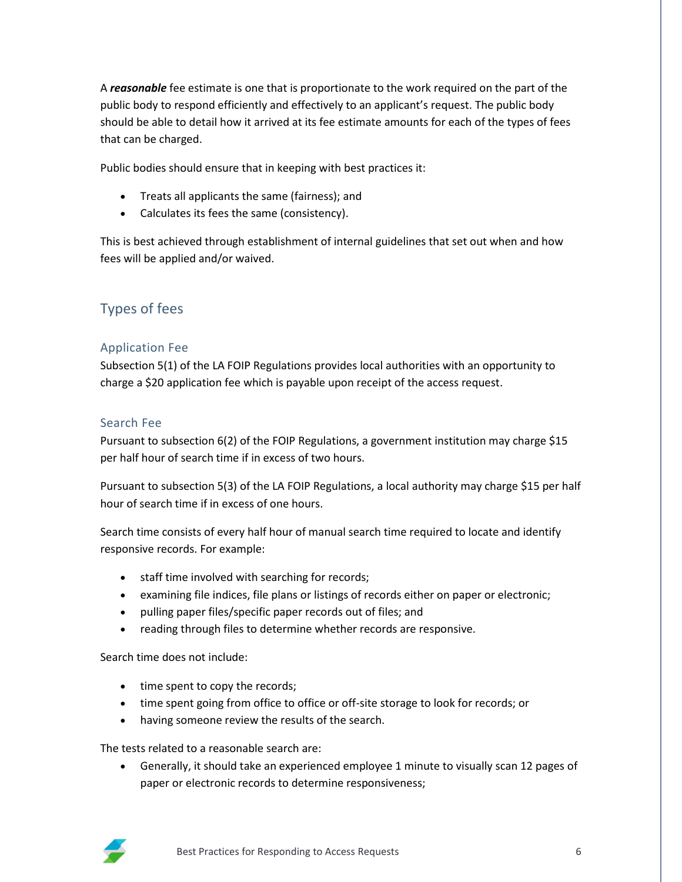A ***reasonable*** fee estimate is one that is proportionate to the work required on the part of the public body to respond efficiently and effectively to an applicant's request. The public body should be able to detail how it arrived at its fee estimate amounts for each of the types of fees that can be charged.

Public bodies should ensure that in keeping with best practices it:

- Treats all applicants the same (fairness); and
- Calculates its fees the same (consistency).

This is best achieved through establishment of internal guidelines that set out when and how fees will be applied and/or waived.

## Types of fees

### Application Fee

Subsection 5(1) of the LA FOIP Regulations provides local authorities with an opportunity to charge a $20 application fee which is payable upon receipt of the access request.

### Search Fee

Pursuant to subsection 6(2) of the FOIP Regulations, a government institution may charge $15 per half hour of search time if in excess of two hours.

Pursuant to subsection 5(3) of the LA FOIP Regulations, a local authority may charge $15 per half hour of search time if in excess of one hours.

Search time consists of every half hour of manual search time required to locate and identify responsive records. For example:

- staff time involved with searching for records;
- examining file indices, file plans or listings of records either on paper or electronic;
- pulling paper files/specific paper records out of files; and
- reading through files to determine whether records are responsive.

Search time does not include:

- time spent to copy the records;
- time spent going from office to office or off-site storage to look for records; or
- having someone review the results of the search.

The tests related to a reasonable search are:

- Generally, it should take an experienced employee 1 minute to visually scan 12 pages of paper or electronic records to determine responsiveness;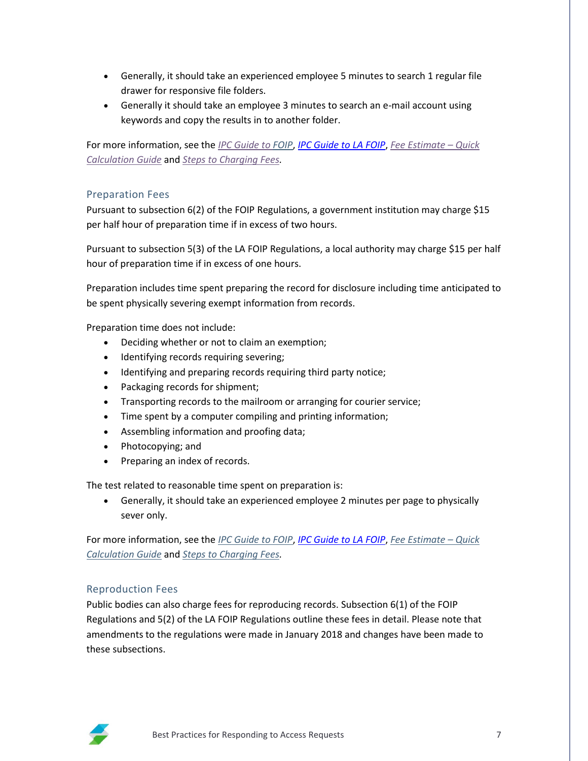- Generally, it should take an experienced employee 5 minutes to search 1 regular file drawer for responsive file folders.
- Generally it should take an employee 3 minutes to search an e-mail account using keywords and copy the results in to another folder.

For more information, see the *IPC Guide to FOIP*, *IPC Guide to LA FOIP*, *Fee Estimate – Quick Calculation Guide* and *Steps to Charging Fees*.

### Preparation Fees

Pursuant to subsection 6(2) of the FOIP Regulations, a government institution may charge $15 per half hour of preparation time if in excess of two hours.

Pursuant to subsection 5(3) of the LA FOIP Regulations, a local authority may charge $15 per half hour of preparation time if in excess of one hours.

Preparation includes time spent preparing the record for disclosure including time anticipated to be spent physically severing exempt information from records.

Preparation time does not include:

- Deciding whether or not to claim an exemption;
- Identifying records requiring severing;
- Identifying and preparing records requiring third party notice;
- Packaging records for shipment;
- Transporting records to the mailroom or arranging for courier service;
- Time spent by a computer compiling and printing information;
- Assembling information and proofing data;
- Photocopying; and
- Preparing an index of records.

The test related to reasonable time spent on preparation is:

- Generally, it should take an experienced employee 2 minutes per page to physically sever only.

For more information, see the *IPC Guide to FOIP*, *IPC Guide to LA FOIP*, *Fee Estimate – Quick Calculation Guide* and *Steps to Charging Fees*.

### Reproduction Fees

Public bodies can also charge fees for reproducing records. Subsection 6(1) of the FOIP Regulations and 5(2) of the LA FOIP Regulations outline these fees in detail. Please note that amendments to the regulations were made in January 2018 and changes have been made to these subsections.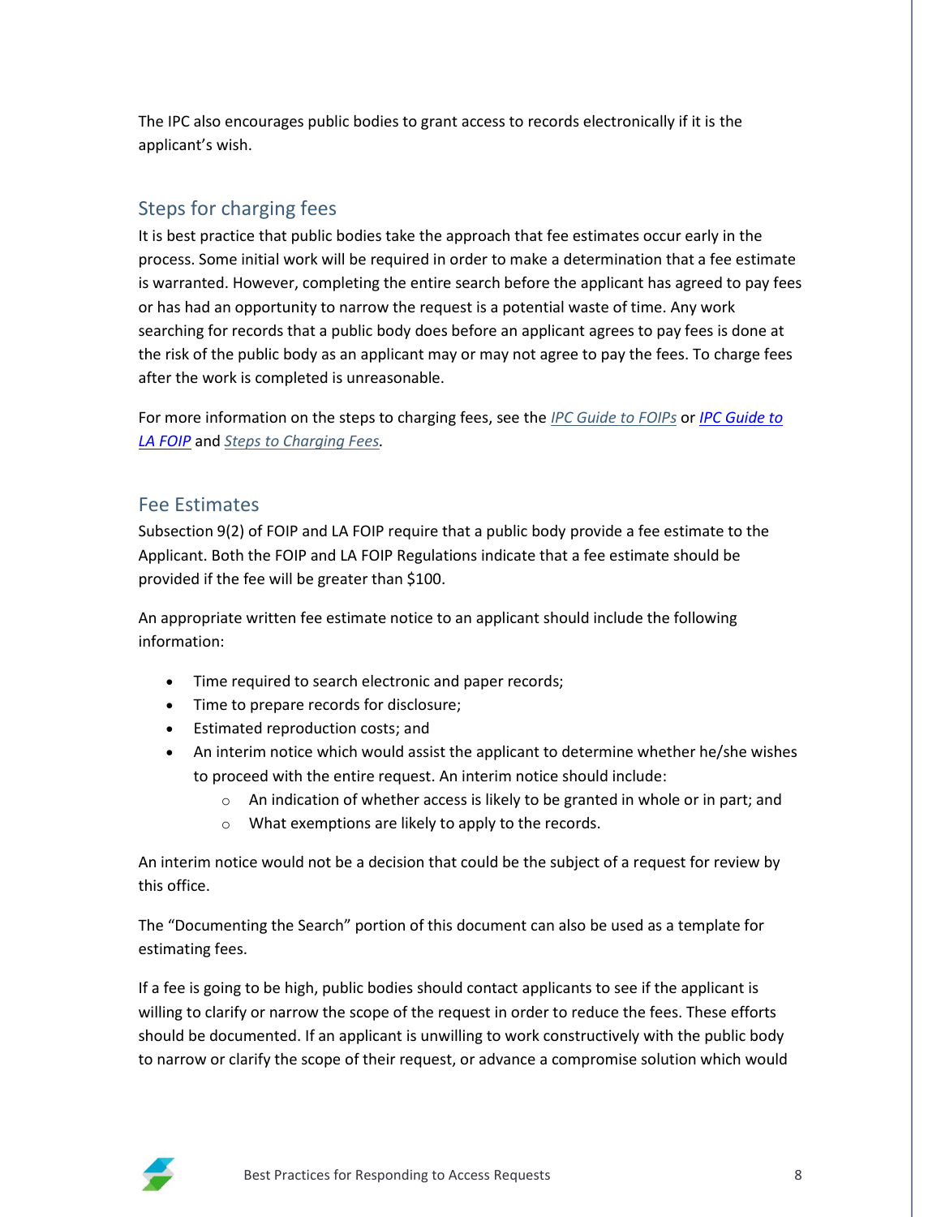The IPC also encourages public bodies to grant access to records electronically if it is the applicant's wish.

## Steps for charging fees

It is best practice that public bodies take the approach that fee estimates occur early in the process. Some initial work will be required in order to make a determination that a fee estimate is warranted. However, completing the entire search before the applicant has agreed to pay fees or has had an opportunity to narrow the request is a potential waste of time. Any work searching for records that a public body does before an applicant agrees to pay fees is done at the risk of the public body as an applicant may or may not agree to pay the fees. To charge fees after the work is completed is unreasonable.

For more information on the steps to charging fees, see the *IPC Guide to FOIPs* or *IPC Guide to LA FOIP* and *Steps to Charging Fees*.

## Fee Estimates

Subsection 9(2) of FOIP and LA FOIP require that a public body provide a fee estimate to the Applicant. Both the FOIP and LA FOIP Regulations indicate that a fee estimate should be provided if the fee will be greater than $100.

An appropriate written fee estimate notice to an applicant should include the following information:

- Time required to search electronic and paper records;
- Time to prepare records for disclosure;
- Estimated reproduction costs; and
- An interim notice which would assist the applicant to determine whether he/she wishes to proceed with the entire request. An interim notice should include:
  - An indication of whether access is likely to be granted in whole or in part; and
  - What exemptions are likely to apply to the records.

An interim notice would not be a decision that could be the subject of a request for review by this office.

The "Documenting the Search" portion of this document can also be used as a template for estimating fees.

If a fee is going to be high, public bodies should contact applicants to see if the applicant is willing to clarify or narrow the scope of the request in order to reduce the fees. These efforts should be documented. If an applicant is unwilling to work constructively with the public body to narrow or clarify the scope of their request, or advance a compromise solution which would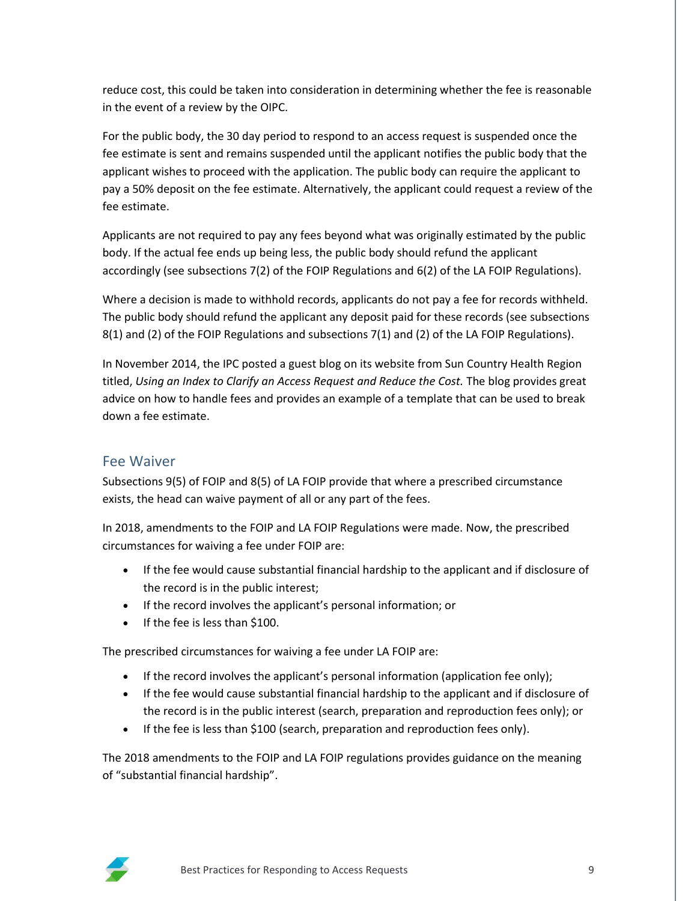reduce cost, this could be taken into consideration in determining whether the fee is reasonable in the event of a review by the OIPC.

For the public body, the 30 day period to respond to an access request is suspended once the fee estimate is sent and remains suspended until the applicant notifies the public body that the applicant wishes to proceed with the application. The public body can require the applicant to pay a 50% deposit on the fee estimate. Alternatively, the applicant could request a review of the fee estimate.

Applicants are not required to pay any fees beyond what was originally estimated by the public body. If the actual fee ends up being less, the public body should refund the applicant accordingly (see subsections 7(2) of the FOIP Regulations and 6(2) of the LA FOIP Regulations).

Where a decision is made to withhold records, applicants do not pay a fee for records withheld. The public body should refund the applicant any deposit paid for these records (see subsections 8(1) and (2) of the FOIP Regulations and subsections 7(1) and (2) of the LA FOIP Regulations).

In November 2014, the IPC posted a guest blog on its website from Sun Country Health Region titled, *Using an Index to Clarify an Access Request and Reduce the Cost.* The blog provides great advice on how to handle fees and provides an example of a template that can be used to break down a fee estimate.

## Fee Waiver

Subsections 9(5) of FOIP and 8(5) of LA FOIP provide that where a prescribed circumstance exists, the head can waive payment of all or any part of the fees.

In 2018, amendments to the FOIP and LA FOIP Regulations were made. Now, the prescribed circumstances for waiving a fee under FOIP are:

- If the fee would cause substantial financial hardship to the applicant and if disclosure of the record is in the public interest;
- If the record involves the applicant's personal information; or
- If the fee is less than $100.

The prescribed circumstances for waiving a fee under LA FOIP are:

- If the record involves the applicant's personal information (application fee only);
- If the fee would cause substantial financial hardship to the applicant and if disclosure of the record is in the public interest (search, preparation and reproduction fees only); or
- If the fee is less than $100 (search, preparation and reproduction fees only).

The 2018 amendments to the FOIP and LA FOIP regulations provides guidance on the meaning of "substantial financial hardship".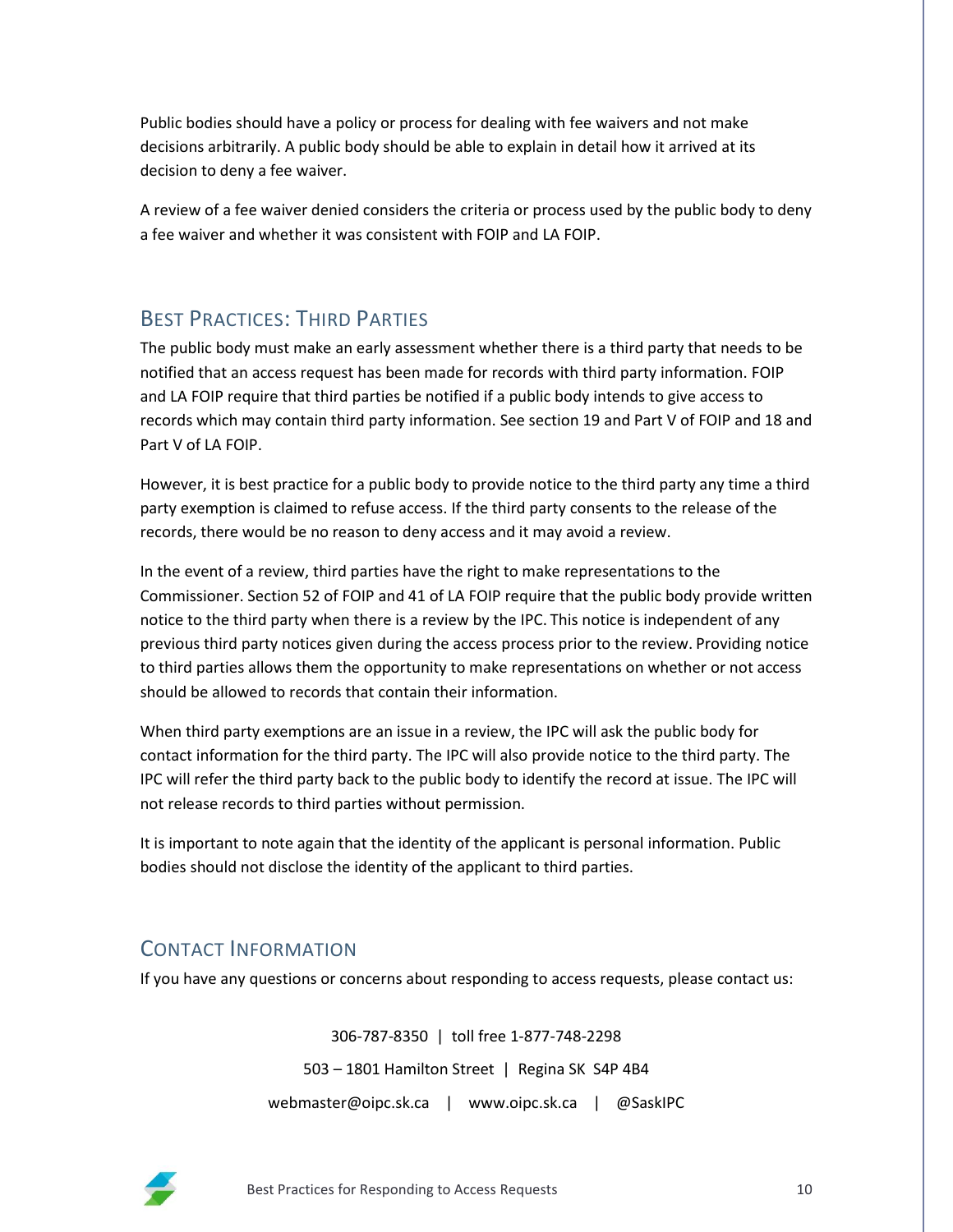Public bodies should have a policy or process for dealing with fee waivers and not make decisions arbitrarily. A public body should be able to explain in detail how it arrived at its decision to deny a fee waiver.

A review of a fee waiver denied considers the criteria or process used by the public body to deny a fee waiver and whether it was consistent with FOIP and LA FOIP.

## Best Practices: Third Parties

The public body must make an early assessment whether there is a third party that needs to be notified that an access request has been made for records with third party information. FOIP and LA FOIP require that third parties be notified if a public body intends to give access to records which may contain third party information. See section 19 and Part V of FOIP and 18 and Part V of LA FOIP.

However, it is best practice for a public body to provide notice to the third party any time a third party exemption is claimed to refuse access. If the third party consents to the release of the records, there would be no reason to deny access and it may avoid a review.

In the event of a review, third parties have the right to make representations to the Commissioner. Section 52 of FOIP and 41 of LA FOIP require that the public body provide written notice to the third party when there is a review by the IPC. This notice is independent of any previous third party notices given during the access process prior to the review. Providing notice to third parties allows them the opportunity to make representations on whether or not access should be allowed to records that contain their information.

When third party exemptions are an issue in a review, the IPC will ask the public body for contact information for the third party. The IPC will also provide notice to the third party. The IPC will refer the third party back to the public body to identify the record at issue. The IPC will not release records to third parties without permission.

It is important to note again that the identity of the applicant is personal information. Public bodies should not disclose the identity of the applicant to third parties.

## Contact Information

If you have any questions or concerns about responding to access requests, please contact us:

306-787-8350 | toll free 1-877-748-2298

503 – 1801 Hamilton Street | Regina SK S4P 4B4

webmaster@oipc.sk.ca | www.oipc.sk.ca | @SaskIPC